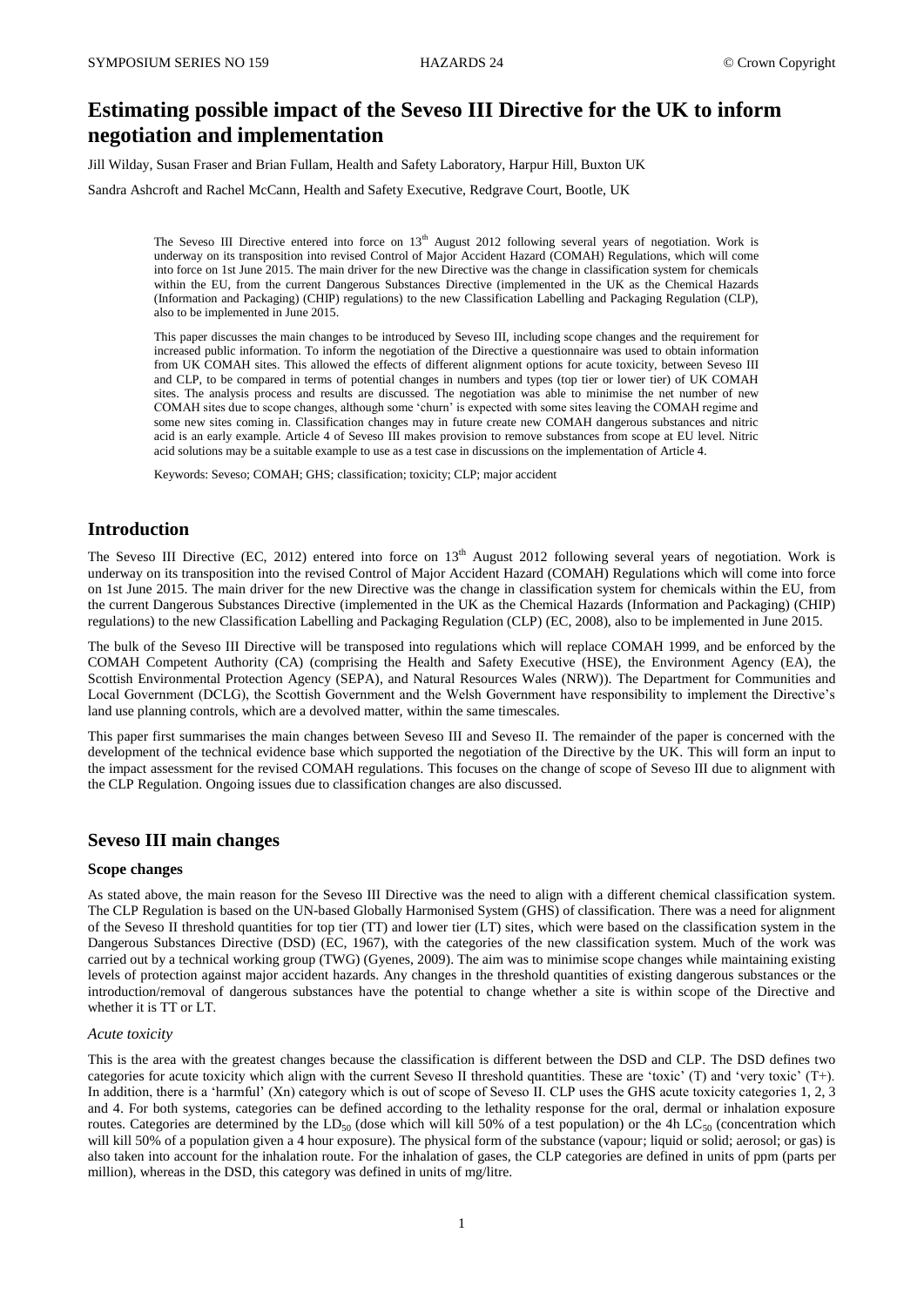# Estimating possible impact of the Seveso III Directive for the UK to inform negotiation and implementation

Jill Wilday, Susan Fraser and Brian Fullam, Health and Safety Laboratory, Harpur Hill, Buxton UK

Sandra Ashcroft and Rachel McCann, Health and Safety Executive, Redgrave Court, Bootle, UK

The Seveso III Directive entered into force on 13th August 2012 following several years of negotiation. Work is underway on its transposition into revised Control of Major Accident Hazard (COMAH) Regulations, which will come into force on 1st June 2015. The main driver for the new Directive was the change in classification system for chemicals within the EU, from the current Dangerous Substances Directive (implemented in the UK as the Chemical Hazards (Information and Packaging) (CHIP) regulations) to the new Classification Labelling and Packaging Regulation (CLP), also to be implemented in June 2015.

This paper discusses the main changes to be introduced by Seveso III, including scope changes and the requirement for increased public information. To inform the negotiation of the Directive a questionnaire was used to obtain information from UK COMAH sites. This allowed the effects of different alignment options for acute toxicity, between Seveso III and CLP, to be compared in terms of potential changes in numbers and types (top tier or lower tier) of UK COMAH sites. The analysis process and results are discussed. The negotiation was able to minimise the net number of new COMAH sites due to scope changes, although some 'churn' is expected with some sites leaving the COMAH regime and some new sites coming in. Classification changes may in future create new COMAH dangerous substances and nitric acid is an early example. Article 4 of Seveso III makes provision to remove substances from scope at EU level. Nitric acid solutions may be a suitable example to use as a test case in discussions on the implementation of Article 4.

Keywords: Seveso; COMAH; GHS; classification; toxicity; CLP; major accident

## Introduction

The Seveso III Directive (EC, 2012) entered into force on 13th August 2012 following several years of negotiation. Work is underway on its transposition into the revised Control of Major Accident Hazard (COMAH) Regulations which will come into force on 1st June 2015. The main driver for the new Directive was the change in classification system for chemicals within the EU, from the current Dangerous Substances Directive (implemented in the UK as the Chemical Hazards (Information and Packaging) (CHIP) regulations) to the new Classification Labelling and Packaging Regulation (CLP) (EC, 2008), also to be implemented in June 2015.

The bulk of the Seveso III Directive will be transposed into regulations which will replace COMAH 1999, and be enforced by the COMAH Competent Authority (CA) (comprising the Health and Safety Executive (HSE), the Environment Agency (EA), the Scottish Environmental Protection Agency (SEPA), and Natural Resources Wales (NRW)). The Department for Communities and Local Government (DCLG), the Scottish Government and the Welsh Government have responsibility to implement the Directive's land use planning controls, which are a devolved matter, within the same timescales.

This paper first summarises the main changes between Seveso III and Seveso II. The remainder of the paper is concerned with the development of the technical evidence base which supported the negotiation of the Directive by the UK. This will form an input to the impact assessment for the revised COMAH regulations. This focuses on the change of scope of Seveso III due to alignment with the CLP Regulation. Ongoing issues due to classification changes are also discussed.

## Seveso III main changes

### Scope changes

As stated above, the main reason for the Seveso III Directive was the need to align with a different chemical classification system. The CLP Regulation is based on the UN-based Globally Harmonised System (GHS) of classification. There was a need for alignment of the Seveso II threshold quantities for top tier (TT) and lower tier (LT) sites, which were based on the classification system in the Dangerous Substances Directive (DSD) (EC, 1967), with the categories of the new classification system. Much of the work was carried out by a technical working group (TWG) (Gyenes, 2009). The aim was to minimise scope changes while maintaining existing levels of protection against major accident hazards. Any changes in the threshold quantities of existing dangerous substances or the introduction/removal of dangerous substances have the potential to change whether a site is within scope of the Directive and whether it is TT or LT.

#### *Acute toxicity*

This is the area with the greatest changes because the classification is different between the DSD and CLP. The DSD defines two categories for acute toxicity which align with the current Seveso II threshold quantities. These are 'toxic' (T) and 'very toxic' (T+). In addition, there is a 'harmful' (Xn) category which is out of scope of Seveso II. CLP uses the GHS acute toxicity categories 1, 2, 3 and 4. For both systems, categories can be defined according to the lethality response for the oral, dermal or inhalation exposure routes. Categories are determined by the $LD_{50}$ (dose which will kill 50% of a test population) or the 4h $LC_{50}$ (concentration which will kill 50% of a population given a 4 hour exposure). The physical form of the substance (vapour; liquid or solid; aerosol; or gas) is also taken into account for the inhalation route. For the inhalation of gases, the CLP categories are defined in units of ppm (parts per million), whereas in the DSD, this category was defined in units of mg/litre.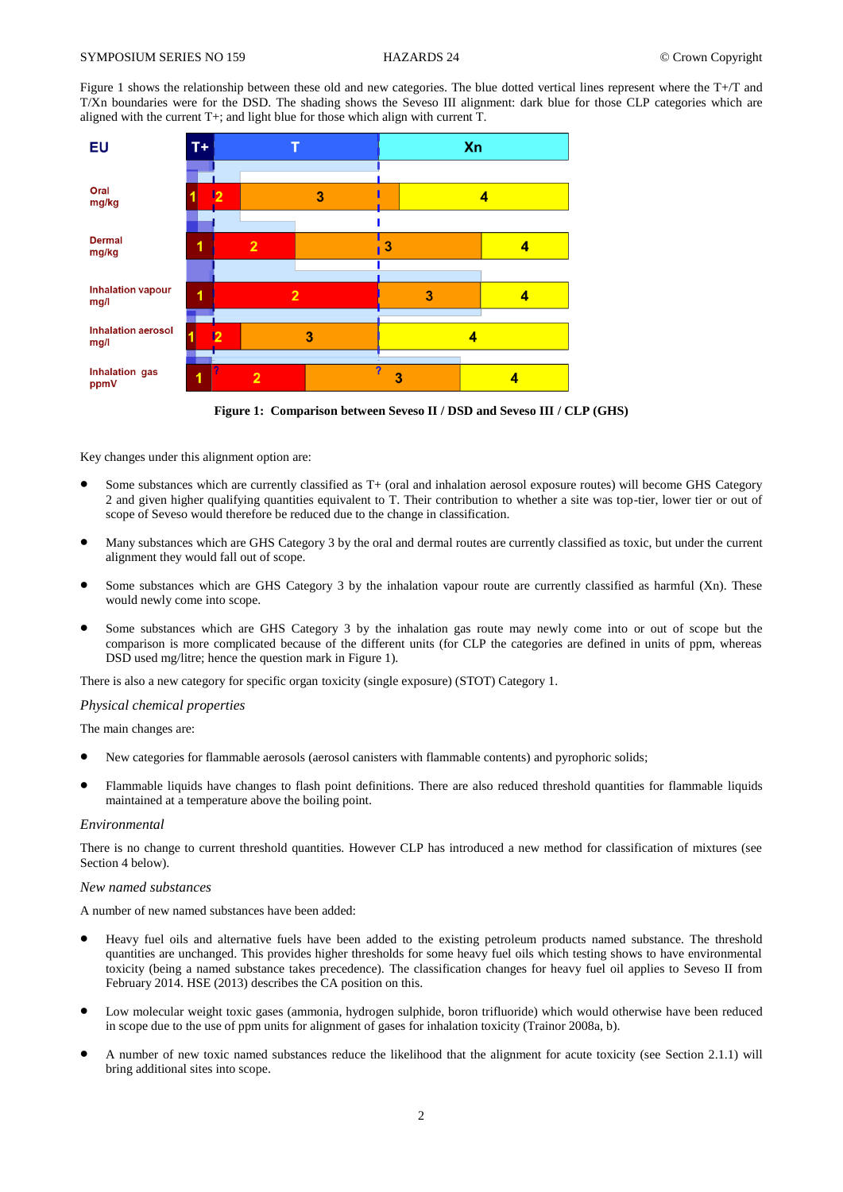Figure 1 shows the relationship between these old and new categories. The blue dotted vertical lines represent where the T+/T and T/Xn boundaries were for the DSD. The shading shows the Seveso III alignment: dark blue for those CLP categories which are aligned with the current T+; and light blue for those which align with current T.

**Figure 1: Comparison between Seveso II / DSD and Seveso III / CLP (GHS)**

Key changes under this alignment option are:

- Some substances which are currently classified as T+ (oral and inhalation aerosol exposure routes) will become GHS Category 2 and given higher qualifying quantities equivalent to T. Their contribution to whether a site was top-tier, lower tier or out of scope of Seveso would therefore be reduced due to the change in classification.
- Many substances which are GHS Category 3 by the oral and dermal routes are currently classified as toxic, but under the current alignment they would fall out of scope.
- Some substances which are GHS Category 3 by the inhalation vapour route are currently classified as harmful (Xn). These would newly come into scope.
- Some substances which are GHS Category 3 by the inhalation gas route may newly come into or out of scope but the comparison is more complicated because of the different units (for CLP the categories are defined in units of ppm, whereas DSD used mg/litre; hence the question mark in Figure 1).

There is also a new category for specific organ toxicity (single exposure) (STOT) Category 1.

*Physical chemical properties*

The main changes are:

- New categories for flammable aerosols (aerosol canisters with flammable contents) and pyrophoric solids;
- Flammable liquids have changes to flash point definitions. There are also reduced threshold quantities for flammable liquids maintained at a temperature above the boiling point.

*Environmental*

There is no change to current threshold quantities. However CLP has introduced a new method for classification of mixtures (see Section 4 below).

*New named substances*

A number of new named substances have been added:

- Heavy fuel oils and alternative fuels have been added to the existing petroleum products named substance. The threshold quantities are unchanged. This provides higher thresholds for some heavy fuel oils which testing shows to have environmental toxicity (being a named substance takes precedence). The classification changes for heavy fuel oil applies to Seveso II from February 2014. HSE (2013) describes the CA position on this.
- Low molecular weight toxic gases (ammonia, hydrogen sulphide, boron trifluoride) which would otherwise have been reduced in scope due to the use of ppm units for alignment of gases for inhalation toxicity (Trainor 2008a, b).
- A number of new toxic named substances reduce the likelihood that the alignment for acute toxicity (see Section 2.1.1) will bring additional sites into scope.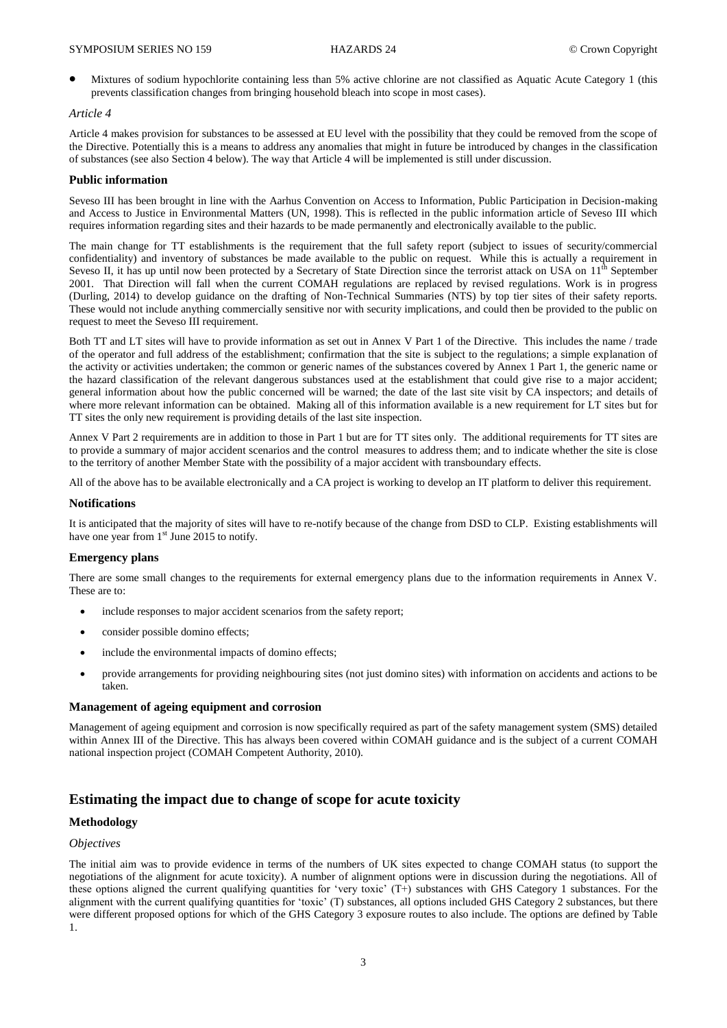- Mixtures of sodium hypochlorite containing less than 5% active chlorine are not classified as Aquatic Acute Category 1 (this prevents classification changes from bringing household bleach into scope in most cases).

*Article 4*

Article 4 makes provision for substances to be assessed at EU level with the possibility that they could be removed from the scope of the Directive. Potentially this is a means to address any anomalies that might in future be introduced by changes in the classification of substances (see also Section 4 below). The way that Article 4 will be implemented is still under discussion.

### Public information

Seveso III has been brought in line with the Aarhus Convention on Access to Information, Public Participation in Decision-making and Access to Justice in Environmental Matters (UN, 1998). This is reflected in the public information article of Seveso III which requires information regarding sites and their hazards to be made permanently and electronically available to the public.

The main change for TT establishments is the requirement that the full safety report (subject to issues of security/commercial confidentiality) and inventory of substances be made available to the public on request. While this is actually a requirement in Seveso II, it has up until now been protected by a Secretary of State Direction since the terrorist attack on USA on 11th September 2001. That Direction will fall when the current COMAH regulations are replaced by revised regulations. Work is in progress (Durling, 2014) to develop guidance on the drafting of Non-Technical Summaries (NTS) by top tier sites of their safety reports. These would not include anything commercially sensitive nor with security implications, and could then be provided to the public on request to meet the Seveso III requirement.

Both TT and LT sites will have to provide information as set out in Annex V Part 1 of the Directive. This includes the name / trade of the operator and full address of the establishment; confirmation that the site is subject to the regulations; a simple explanation of the activity or activities undertaken; the common or generic names of the substances covered by Annex 1 Part 1, the generic name or the hazard classification of the relevant dangerous substances used at the establishment that could give rise to a major accident; general information about how the public concerned will be warned; the date of the last site visit by CA inspectors; and details of where more relevant information can be obtained. Making all of this information available is a new requirement for LT sites but for TT sites the only new requirement is providing details of the last site inspection.

Annex V Part 2 requirements are in addition to those in Part 1 but are for TT sites only. The additional requirements for TT sites are to provide a summary of major accident scenarios and the control measures to address them; and to indicate whether the site is close to the territory of another Member State with the possibility of a major accident with transboundary effects.

All of the above has to be available electronically and a CA project is working to develop an IT platform to deliver this requirement.

### Notifications

It is anticipated that the majority of sites will have to re-notify because of the change from DSD to CLP. Existing establishments will have one year from 1st June 2015 to notify.

### Emergency plans

There are some small changes to the requirements for external emergency plans due to the information requirements in Annex V. These are to:

- include responses to major accident scenarios from the safety report;
- consider possible domino effects;
- include the environmental impacts of domino effects;
- provide arrangements for providing neighbouring sites (not just domino sites) with information on accidents and actions to be taken.

### Management of ageing equipment and corrosion

Management of ageing equipment and corrosion is now specifically required as part of the safety management system (SMS) detailed within Annex III of the Directive. This has always been covered within COMAH guidance and is the subject of a current COMAH national inspection project (COMAH Competent Authority, 2010).

## Estimating the impact due to change of scope for acute toxicity

### Methodology

*Objectives*

The initial aim was to provide evidence in terms of the numbers of UK sites expected to change COMAH status (to support the negotiations of the alignment for acute toxicity). A number of alignment options were in discussion during the negotiations. All of these options aligned the current qualifying quantities for 'very toxic' (T+) substances with GHS Category 1 substances. For the alignment with the current qualifying quantities for 'toxic' (T) substances, all options included GHS Category 2 substances, but there were different proposed options for which of the GHS Category 3 exposure routes to also include. The options are defined by Table 1.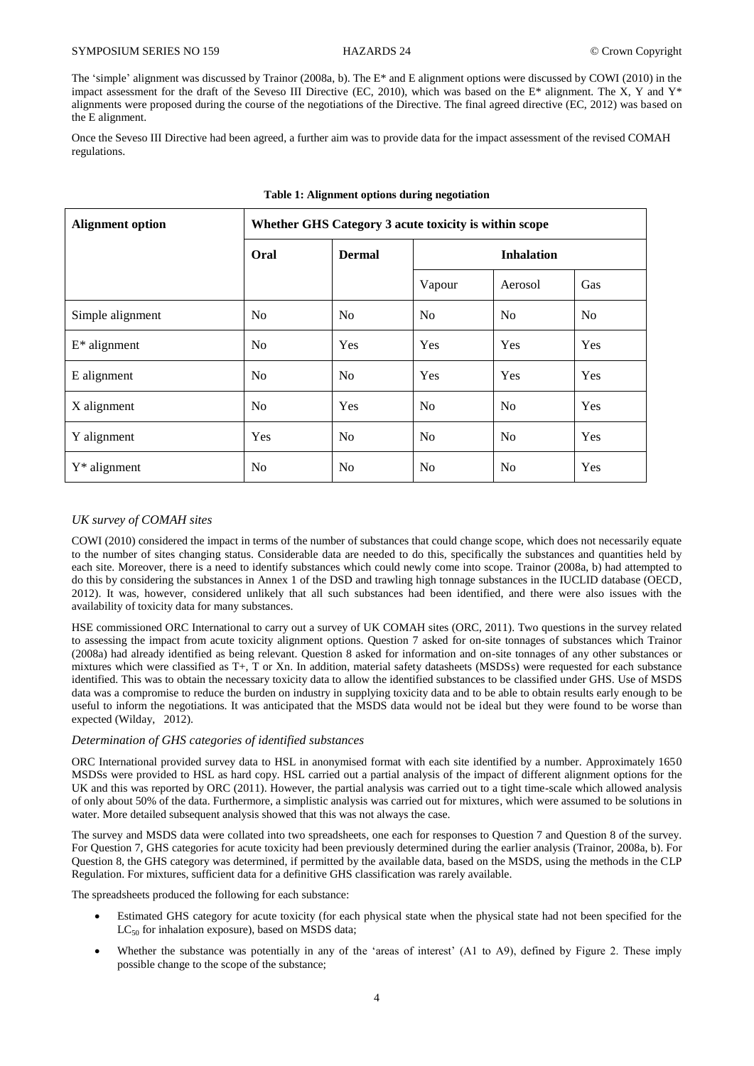The 'simple' alignment was discussed by Trainor (2008a, b). The E* and E alignment options were discussed by COWI (2010) in the impact assessment for the draft of the Seveso III Directive (EC, 2010), which was based on the E* alignment. The X, Y and Y* alignments were proposed during the course of the negotiations of the Directive. The final agreed directive (EC, 2012) was based on the E alignment.

Once the Seveso III Directive had been agreed, a further aim was to provide data for the impact assessment of the revised COMAH regulations.

**Table 1: Alignment options during negotiation**

| Alignment option | Whether GHS Category 3 acute toxicity is within scope | | | | |
|---|---|---|---|---|---|
| | Oral | Dermal | Inhalation | | |
| | | | Vapour | Aerosol | Gas |
| Simple alignment | No | No | No | No | No |
| E* alignment | No | Yes | Yes | Yes | Yes |
| E alignment | No | No | Yes | Yes | Yes |
| X alignment | No | Yes | No | No | Yes |
| Y alignment | Yes | No | No | No | Yes |
| Y* alignment | No | No | No | No | Yes |

### *UK survey of COMAH sites*

COWI (2010) considered the impact in terms of the number of substances that could change scope, which does not necessarily equate to the number of sites changing status. Considerable data are needed to do this, specifically the substances and quantities held by each site. Moreover, there is a need to identify substances which could newly come into scope. Trainor (2008a, b) had attempted to do this by considering the substances in Annex 1 of the DSD and trawling high tonnage substances in the IUCLID database (OECD, 2012). It was, however, considered unlikely that all such substances had been identified, and there were also issues with the availability of toxicity data for many substances.

HSE commissioned ORC International to carry out a survey of UK COMAH sites (ORC, 2011). Two questions in the survey related to assessing the impact from acute toxicity alignment options. Question 7 asked for on-site tonnages of substances which Trainor (2008a) had already identified as being relevant. Question 8 asked for information and on-site tonnages of any other substances or mixtures which were classified as T+, T or Xn. In addition, material safety datasheets (MSDSs) were requested for each substance identified. This was to obtain the necessary toxicity data to allow the identified substances to be classified under GHS. Use of MSDS data was a compromise to reduce the burden on industry in supplying toxicity data and to be able to obtain results early enough to be useful to inform the negotiations. It was anticipated that the MSDS data would not be ideal but they were found to be worse than expected (Wilday, 2012).

### *Determination of GHS categories of identified substances*

ORC International provided survey data to HSL in anonymised format with each site identified by a number. Approximately 1650 MSDSs were provided to HSL as hard copy. HSL carried out a partial analysis of the impact of different alignment options for the UK and this was reported by ORC (2011). However, the partial analysis was carried out to a tight time-scale which allowed analysis of only about 50% of the data. Furthermore, a simplistic analysis was carried out for mixtures, which were assumed to be solutions in water. More detailed subsequent analysis showed that this was not always the case.

The survey and MSDS data were collated into two spreadsheets, one each for responses to Question 7 and Question 8 of the survey. For Question 7, GHS categories for acute toxicity had been previously determined during the earlier analysis (Trainor, 2008a, b). For Question 8, the GHS category was determined, if permitted by the available data, based on the MSDS, using the methods in the CLP Regulation. For mixtures, sufficient data for a definitive GHS classification was rarely available.

The spreadsheets produced the following for each substance:

- Estimated GHS category for acute toxicity (for each physical state when the physical state had not been specified for the $LC_{50}$ for inhalation exposure), based on MSDS data;
- Whether the substance was potentially in any of the 'areas of interest' (A1 to A9), defined by Figure 2. These imply possible change to the scope of the substance;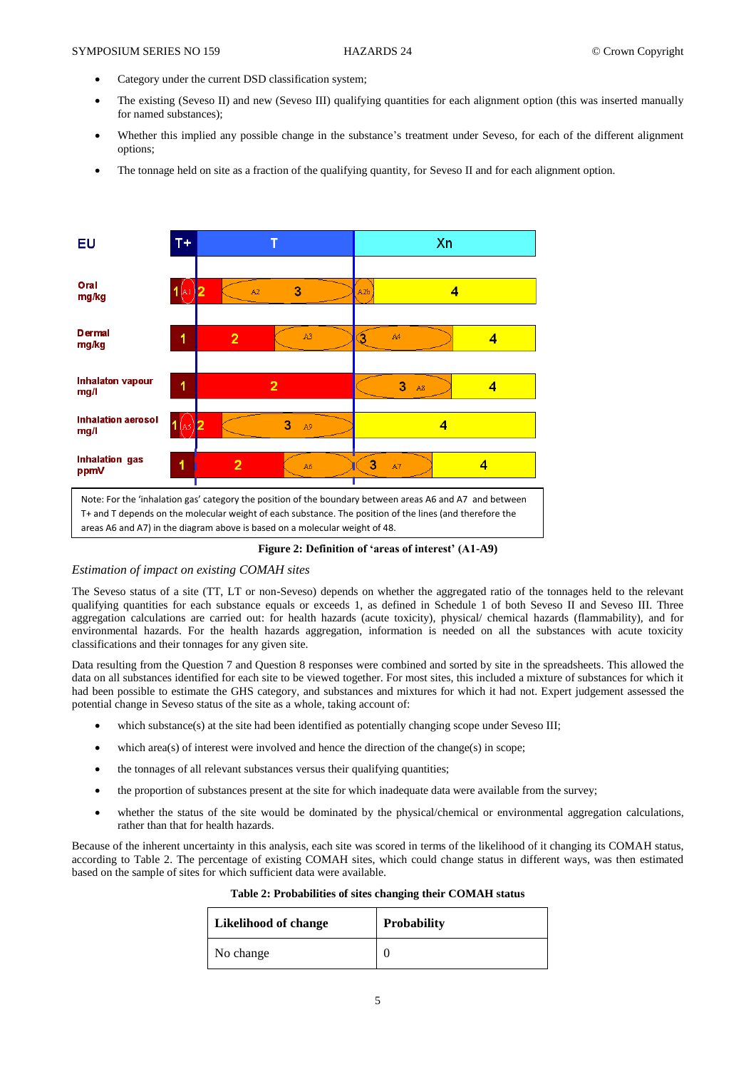- Category under the current DSD classification system;
- The existing (Seveso II) and new (Seveso III) qualifying quantities for each alignment option (this was inserted manually for named substances);
- Whether this implied any possible change in the substance's treatment under Seveso, for each of the different alignment options;
- The tonnage held on site as a fraction of the qualifying quantity, for Seveso II and for each alignment option.

Note: For the 'inhalation gas' category the position of the boundary between areas A6 and A7 and between T+ and T depends on the molecular weight of each substance. The position of the lines (and therefore the areas A6 and A7) in the diagram above is based on a molecular weight of 48.

**Figure 2: Definition of 'areas of interest' (A1-A9)**

*Estimation of impact on existing COMAH sites*

The Seveso status of a site (TT, LT or non-Seveso) depends on whether the aggregated ratio of the tonnages held to the relevant qualifying quantities for each substance equals or exceeds 1, as defined in Schedule 1 of both Seveso II and Seveso III. Three aggregation calculations are carried out: for health hazards (acute toxicity), physical/ chemical hazards (flammability), and for environmental hazards. For the health hazards aggregation, information is needed on all the substances with acute toxicity classifications and their tonnages for any given site.

Data resulting from the Question 7 and Question 8 responses were combined and sorted by site in the spreadsheets. This allowed the data on all substances identified for each site to be viewed together. For most sites, this included a mixture of substances for which it had been possible to estimate the GHS category, and substances and mixtures for which it had not. Expert judgement assessed the potential change in Seveso status of the site as a whole, taking account of:

- which substance(s) at the site had been identified as potentially changing scope under Seveso III;
- which area(s) of interest were involved and hence the direction of the change(s) in scope;
- the tonnages of all relevant substances versus their qualifying quantities;
- the proportion of substances present at the site for which inadequate data were available from the survey;
- whether the status of the site would be dominated by the physical/chemical or environmental aggregation calculations, rather than that for health hazards.

Because of the inherent uncertainty in this analysis, each site was scored in terms of the likelihood of it changing its COMAH status, according to Table 2. The percentage of existing COMAH sites, which could change status in different ways, was then estimated based on the sample of sites for which sufficient data were available.

**Table 2: Probabilities of sites changing their COMAH status**

| Likelihood of change | Probability |
|---|---|
| No change | 0 |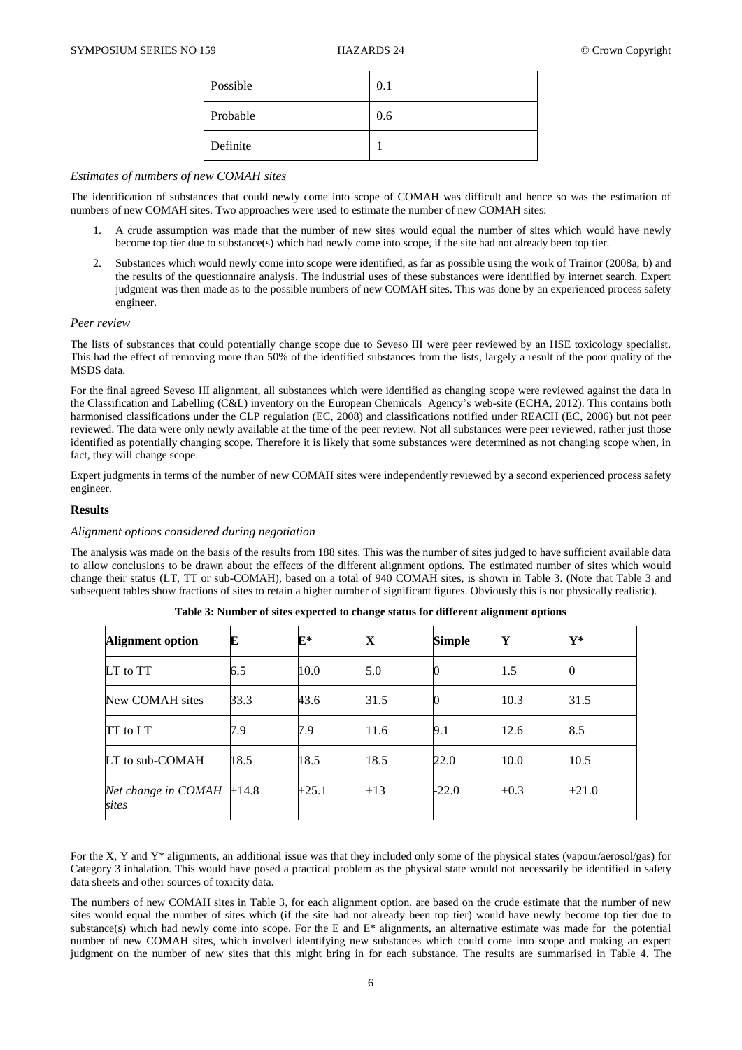| Possible | 0.1 |
|---|---|
| Probable | 0.6 |
| Definite | 1 |

### *Estimates of numbers of new COMAH sites*

The identification of substances that could newly come into scope of COMAH was difficult and hence so was the estimation of numbers of new COMAH sites. Two approaches were used to estimate the number of new COMAH sites:

1. A crude assumption was made that the number of new sites would equal the number of sites which would have newly become top tier due to substance(s) which had newly come into scope, if the site had not already been top tier.
2. Substances which would newly come into scope were identified, as far as possible using the work of Trainor (2008a, b) and the results of the questionnaire analysis. The industrial uses of these substances were identified by internet search. Expert judgment was then made as to the possible numbers of new COMAH sites. This was done by an experienced process safety engineer.

### *Peer review*

The lists of substances that could potentially change scope due to Seveso III were peer reviewed by an HSE toxicology specialist. This had the effect of removing more than 50% of the identified substances from the lists, largely a result of the poor quality of the MSDS data.

For the final agreed Seveso III alignment, all substances which were identified as changing scope were reviewed against the data in the Classification and Labelling (C&L) inventory on the European Chemicals Agency's web-site (ECHA, 2012). This contains both harmonised classifications under the CLP regulation (EC, 2008) and classifications notified under REACH (EC, 2006) but not peer reviewed. The data were only newly available at the time of the peer review. Not all substances were peer reviewed, rather just those identified as potentially changing scope. Therefore it is likely that some substances were determined as not changing scope when, in fact, they will change scope.

Expert judgments in terms of the number of new COMAH sites were independently reviewed by a second experienced process safety engineer.

## **Results**

### *Alignment options considered during negotiation*

The analysis was made on the basis of the results from 188 sites. This was the number of sites judged to have sufficient available data to allow conclusions to be drawn about the effects of the different alignment options. The estimated number of sites which would change their status (LT, TT or sub-COMAH), based on a total of 940 COMAH sites, is shown in Table 3. (Note that Table 3 and subsequent tables show fractions of sites to retain a higher number of significant figures. Obviously this is not physically realistic).

**Table 3: Number of sites expected to change status for different alignment options**

| **Alignment option** | **E** | **E*** | **X** | **Simple** | **Y** | **Y*** |
|---|---|---|---|---|---|---|
| LT to TT | 6.5 | 10.0 | 5.0 | 0 | 1.5 | 0 |
| New COMAH sites | 33.3 | 43.6 | 31.5 | 0 | 10.3 | 31.5 |
| TT to LT | 7.9 | 7.9 | 11.6 | 9.1 | 12.6 | 8.5 |
| LT to sub-COMAH | 18.5 | 18.5 | 18.5 | 22.0 | 10.0 | 10.5 |
| *Net change in COMAH sites* | +14.8 | +25.1 | +13 | -22.0 | +0.3 | +21.0 |

For the X, Y and Y* alignments, an additional issue was that they included only some of the physical states (vapour/aerosol/gas) for Category 3 inhalation. This would have posed a practical problem as the physical state would not necessarily be identified in safety data sheets and other sources of toxicity data.

The numbers of new COMAH sites in Table 3, for each alignment option, are based on the crude estimate that the number of new sites would equal the number of sites which (if the site had not already been top tier) would have newly become top tier due to substance(s) which had newly come into scope. For the E and E* alignments, an alternative estimate was made for the potential number of new COMAH sites, which involved identifying new substances which could come into scope and making an expert judgment on the number of new sites that this might bring in for each substance. The results are summarised in Table 4. The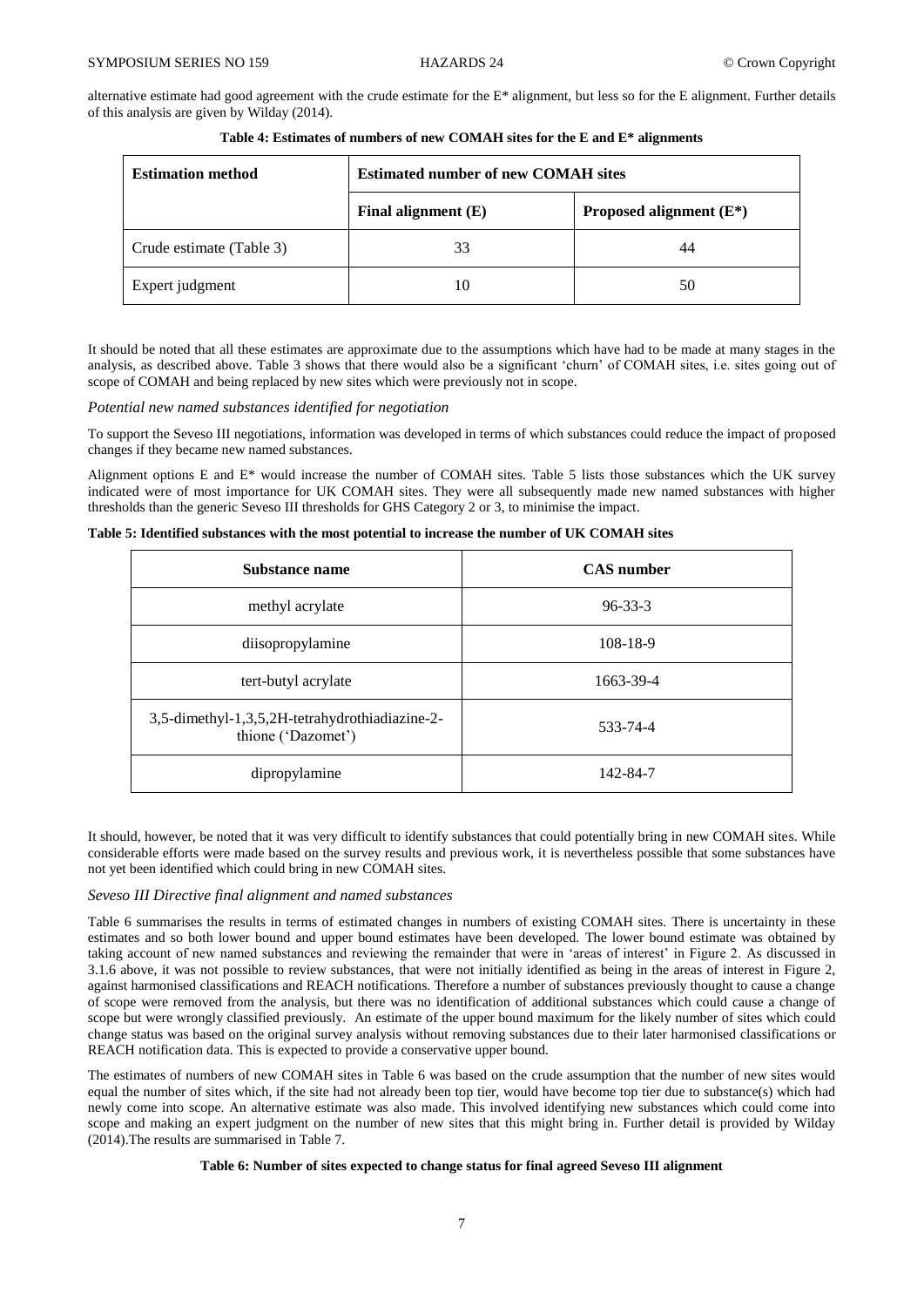alternative estimate had good agreement with the crude estimate for the E* alignment, but less so for the E alignment. Further details of this analysis are given by Wilday (2014).

**Table 4: Estimates of numbers of new COMAH sites for the E and E* alignments**

| Estimation method | Estimated number of new COMAH sites | |
|---|---|---|
| | **Final alignment (E)** | **Proposed alignment (E*)** |
| Crude estimate (Table 3) | 33 | 44 |
| Expert judgment | 10 | 50 |

It should be noted that all these estimates are approximate due to the assumptions which have had to be made at many stages in the analysis, as described above. Table 3 shows that there would also be a significant 'churn' of COMAH sites, i.e. sites going out of scope of COMAH and being replaced by new sites which were previously not in scope.

*Potential new named substances identified for negotiation*

To support the Seveso III negotiations, information was developed in terms of which substances could reduce the impact of proposed changes if they became new named substances.

Alignment options E and E* would increase the number of COMAH sites. Table 5 lists those substances which the UK survey indicated were of most importance for UK COMAH sites. They were all subsequently made new named substances with higher thresholds than the generic Seveso III thresholds for GHS Category 2 or 3, to minimise the impact.

**Table 5: Identified substances with the most potential to increase the number of UK COMAH sites**

| Substance name | CAS number |
|---|---|
| methyl acrylate | 96-33-3 |
| diisopropylamine | 108-18-9 |
| tert-butyl acrylate | 1663-39-4 |
| 3,5-dimethyl-1,3,5,2H-tetrahydrothiadiazine-2-thione ('Dazomet') | 533-74-4 |
| dipropylamine | 142-84-7 |

It should, however, be noted that it was very difficult to identify substances that could potentially bring in new COMAH sites. While considerable efforts were made based on the survey results and previous work, it is nevertheless possible that some substances have not yet been identified which could bring in new COMAH sites.

*Seveso III Directive final alignment and named substances*

Table 6 summarises the results in terms of estimated changes in numbers of existing COMAH sites. There is uncertainty in these estimates and so both lower bound and upper bound estimates have been developed. The lower bound estimate was obtained by taking account of new named substances and reviewing the remainder that were in 'areas of interest' in Figure 2. As discussed in 3.1.6 above, it was not possible to review substances, that were not initially identified as being in the areas of interest in Figure 2, against harmonised classifications and REACH notifications. Therefore a number of substances previously thought to cause a change of scope were removed from the analysis, but there was no identification of additional substances which could cause a change of scope but were wrongly classified previously. An estimate of the upper bound maximum for the likely number of sites which could change status was based on the original survey analysis without removing substances due to their later harmonised classifications or REACH notification data. This is expected to provide a conservative upper bound.

The estimates of numbers of new COMAH sites in Table 6 was based on the crude assumption that the number of new sites would equal the number of sites which, if the site had not already been top tier, would have become top tier due to substance(s) which had newly come into scope. An alternative estimate was also made. This involved identifying new substances which could come into scope and making an expert judgment on the number of new sites that this might bring in. Further detail is provided by Wilday (2014).The results are summarised in Table 7.

**Table 6: Number of sites expected to change status for final agreed Seveso III alignment**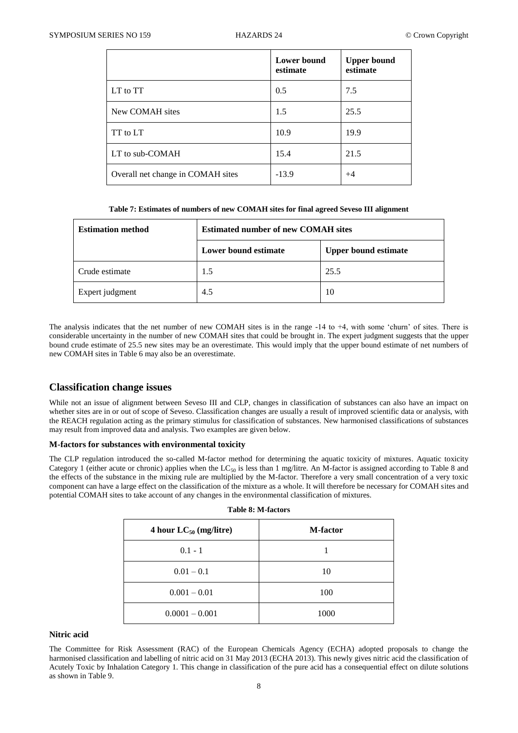| | Lower bound estimate | Upper bound estimate |
|---|---|---|
| LT to TT | 0.5 | 7.5 |
| New COMAH sites | 1.5 | 25.5 |
| TT to LT | 10.9 | 19.9 |
| LT to sub-COMAH | 15.4 | 21.5 |
| Overall net change in COMAH sites | -13.9 | +4 |

**Table 7: Estimates of numbers of new COMAH sites for final agreed Seveso III alignment**

| Estimation method | Estimated number of new COMAH sites | |
|---|---|---|
| | Lower bound estimate | Upper bound estimate |
| Crude estimate | 1.5 | 25.5 |
| Expert judgment | 4.5 | 10 |

The analysis indicates that the net number of new COMAH sites is in the range -14 to +4, with some 'churn' of sites. There is considerable uncertainty in the number of new COMAH sites that could be brought in. The expert judgment suggests that the upper bound crude estimate of 25.5 new sites may be an overestimate. This would imply that the upper bound estimate of net numbers of new COMAH sites in Table 6 may also be an overestimate.

## Classification change issues

While not an issue of alignment between Seveso III and CLP, changes in classification of substances can also have an impact on whether sites are in or out of scope of Seveso. Classification changes are usually a result of improved scientific data or analysis, with the REACH regulation acting as the primary stimulus for classification of substances. New harmonised classifications of substances may result from improved data and analysis. Two examples are given below.

### M-factors for substances with environmental toxicity

The CLP regulation introduced the so-called M-factor method for determining the aquatic toxicity of mixtures. Aquatic toxicity Category 1 (either acute or chronic) applies when the $LC_{50}$ is less than 1 mg/litre. An M-factor is assigned according to Table 8 and the effects of the substance in the mixing rule are multiplied by the M-factor. Therefore a very small concentration of a very toxic component can have a large effect on the classification of the mixture as a whole. It will therefore be necessary for COMAH sites and potential COMAH sites to take account of any changes in the environmental classification of mixtures.

**Table 8: M-factors**

| 4 hour $LC_{50}$ (mg/litre) | M-factor |
|---|---|
| 0.1 - 1 | 1 |
| 0.01 – 0.1 | 10 |
| 0.001 – 0.01 | 100 |
| 0.0001 – 0.001 | 1000 |

### Nitric acid

The Committee for Risk Assessment (RAC) of the European Chemicals Agency (ECHA) adopted proposals to change the harmonised classification and labelling of nitric acid on 31 May 2013 (ECHA 2013). This newly gives nitric acid the classification of Acutely Toxic by Inhalation Category 1. This change in classification of the pure acid has a consequential effect on dilute solutions as shown in Table 9.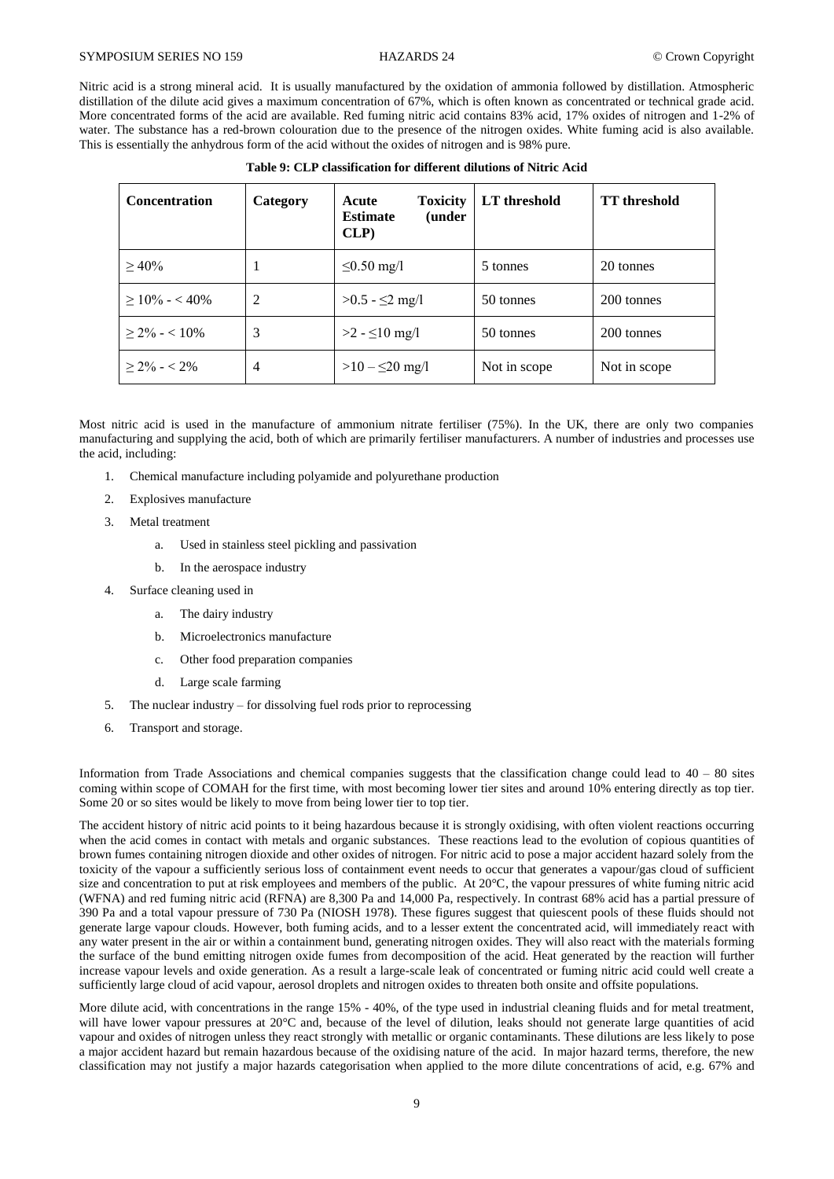Nitric acid is a strong mineral acid. It is usually manufactured by the oxidation of ammonia followed by distillation. Atmospheric distillation of the dilute acid gives a maximum concentration of 67%, which is often known as concentrated or technical grade acid. More concentrated forms of the acid are available. Red fuming nitric acid contains 83% acid, 17% oxides of nitrogen and 1-2% of water. The substance has a red-brown colouration due to the presence of the nitrogen oxides. White fuming acid is also available. This is essentially the anhydrous form of the acid without the oxides of nitrogen and is 98% pure.

**Table 9: CLP classification for different dilutions of Nitric Acid**

| Concentration | Category | Acute Toxicity Estimate (under CLP) | LT threshold | TT threshold |
|---|---|---|---|---|
| ≥ 40% | 1 | ≤0.50 mg/l | 5 tonnes | 20 tonnes |
| ≥ 10% - < 40% | 2 | >0.5 - ≤2 mg/l | 50 tonnes | 200 tonnes |
| ≥ 2% - < 10% | 3 | >2 - ≤10 mg/l | 50 tonnes | 200 tonnes |
| ≥ 2% - < 2% | 4 | >10 – ≤20 mg/l | Not in scope | Not in scope |

Most nitric acid is used in the manufacture of ammonium nitrate fertiliser (75%). In the UK, there are only two companies manufacturing and supplying the acid, both of which are primarily fertiliser manufacturers. A number of industries and processes use the acid, including:

1. Chemical manufacture including polyamide and polyurethane production
2. Explosives manufacture
3. Metal treatment
    a. Used in stainless steel pickling and passivation
    b. In the aerospace industry
4. Surface cleaning used in
    a. The dairy industry
    b. Microelectronics manufacture
    c. Other food preparation companies
    d. Large scale farming
5. The nuclear industry – for dissolving fuel rods prior to reprocessing
6. Transport and storage.

Information from Trade Associations and chemical companies suggests that the classification change could lead to 40 – 80 sites coming within scope of COMAH for the first time, with most becoming lower tier sites and around 10% entering directly as top tier. Some 20 or so sites would be likely to move from being lower tier to top tier.

The accident history of nitric acid points to it being hazardous because it is strongly oxidising, with often violent reactions occurring when the acid comes in contact with metals and organic substances. These reactions lead to the evolution of copious quantities of brown fumes containing nitrogen dioxide and other oxides of nitrogen. For nitric acid to pose a major accident hazard solely from the toxicity of the vapour a sufficiently serious loss of containment event needs to occur that generates a vapour/gas cloud of sufficient size and concentration to put at risk employees and members of the public. At 20°C, the vapour pressures of white fuming nitric acid (WFNA) and red fuming nitric acid (RFNA) are 8,300 Pa and 14,000 Pa, respectively. In contrast 68% acid has a partial pressure of 390 Pa and a total vapour pressure of 730 Pa (NIOSH 1978). These figures suggest that quiescent pools of these fluids should not generate large vapour clouds. However, both fuming acids, and to a lesser extent the concentrated acid, will immediately react with any water present in the air or within a containment bund, generating nitrogen oxides. They will also react with the materials forming the surface of the bund emitting nitrogen oxide fumes from decomposition of the acid. Heat generated by the reaction will further increase vapour levels and oxide generation. As a result a large-scale leak of concentrated or fuming nitric acid could well create a sufficiently large cloud of acid vapour, aerosol droplets and nitrogen oxides to threaten both onsite and offsite populations.

More dilute acid, with concentrations in the range 15% - 40%, of the type used in industrial cleaning fluids and for metal treatment, will have lower vapour pressures at 20°C and, because of the level of dilution, leaks should not generate large quantities of acid vapour and oxides of nitrogen unless they react strongly with metallic or organic contaminants. These dilutions are less likely to pose a major accident hazard but remain hazardous because of the oxidising nature of the acid. In major hazard terms, therefore, the new classification may not justify a major hazards categorisation when applied to the more dilute concentrations of acid, e.g. 67% and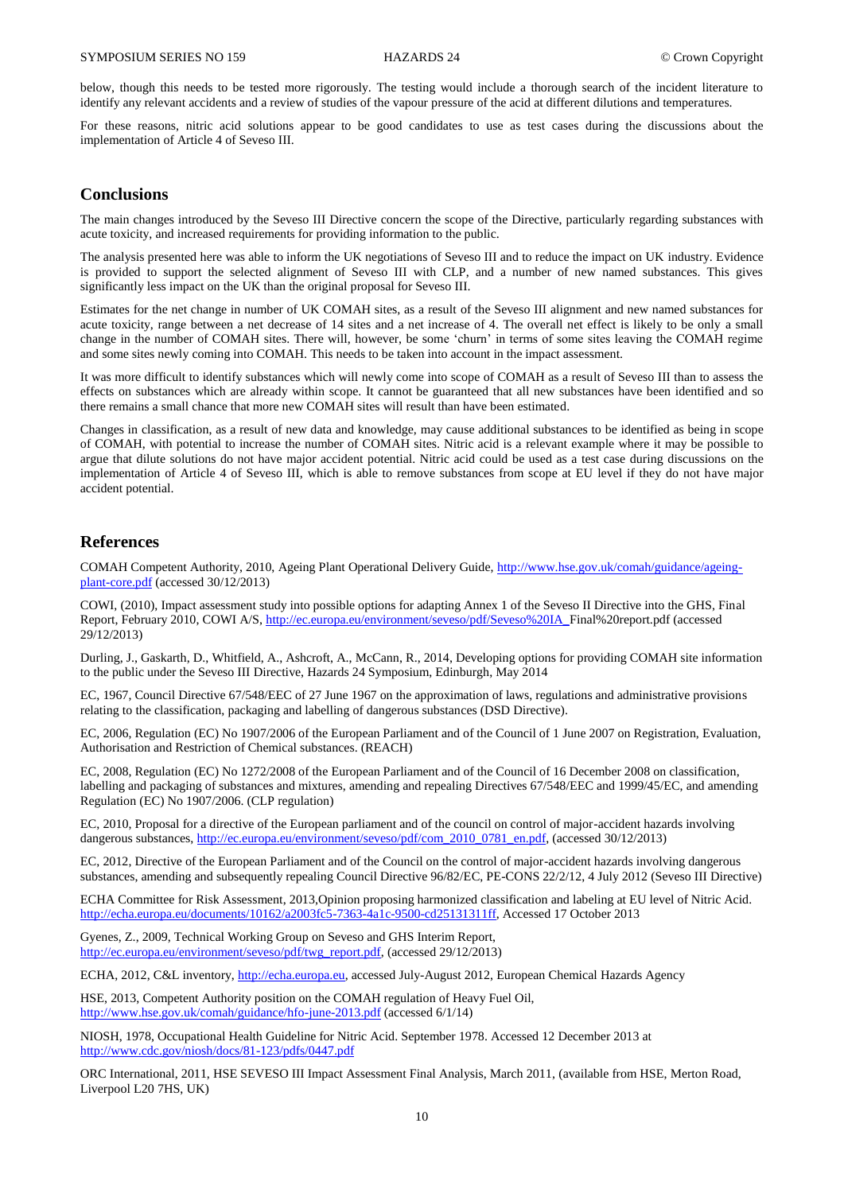below, though this needs to be tested more rigorously. The testing would include a thorough search of the incident literature to identify any relevant accidents and a review of studies of the vapour pressure of the acid at different dilutions and temperatures.

For these reasons, nitric acid solutions appear to be good candidates to use as test cases during the discussions about the implementation of Article 4 of Seveso III.

## Conclusions

The main changes introduced by the Seveso III Directive concern the scope of the Directive, particularly regarding substances with acute toxicity, and increased requirements for providing information to the public.

The analysis presented here was able to inform the UK negotiations of Seveso III and to reduce the impact on UK industry. Evidence is provided to support the selected alignment of Seveso III with CLP, and a number of new named substances. This gives significantly less impact on the UK than the original proposal for Seveso III.

Estimates for the net change in number of UK COMAH sites, as a result of the Seveso III alignment and new named substances for acute toxicity, range between a net decrease of 14 sites and a net increase of 4. The overall net effect is likely to be only a small change in the number of COMAH sites. There will, however, be some 'churn' in terms of some sites leaving the COMAH regime and some sites newly coming into COMAH. This needs to be taken into account in the impact assessment.

It was more difficult to identify substances which will newly come into scope of COMAH as a result of Seveso III than to assess the effects on substances which are already within scope. It cannot be guaranteed that all new substances have been identified and so there remains a small chance that more new COMAH sites will result than have been estimated.

Changes in classification, as a result of new data and knowledge, may cause additional substances to be identified as being in scope of COMAH, with potential to increase the number of COMAH sites. Nitric acid is a relevant example where it may be possible to argue that dilute solutions do not have major accident potential. Nitric acid could be used as a test case during discussions on the implementation of Article 4 of Seveso III, which is able to remove substances from scope at EU level if they do not have major accident potential.

## References

COMAH Competent Authority, 2010, Ageing Plant Operational Delivery Guide, http://www.hse.gov.uk/comah/guidance/ageing-plant-core.pdf (accessed 30/12/2013)

COWI, (2010), Impact assessment study into possible options for adapting Annex 1 of the Seveso II Directive into the GHS, Final Report, February 2010, COWI A/S, http://ec.europa.eu/environment/seveso/pdf/Seveso%20IA_Final%20report.pdf (accessed 29/12/2013)

Durling, J., Gaskarth, D., Whitfield, A., Ashcroft, A., McCann, R., 2014, Developing options for providing COMAH site information to the public under the Seveso III Directive, Hazards 24 Symposium, Edinburgh, May 2014

EC, 1967, Council Directive 67/548/EEC of 27 June 1967 on the approximation of laws, regulations and administrative provisions relating to the classification, packaging and labelling of dangerous substances (DSD Directive).

EC, 2006, Regulation (EC) No 1907/2006 of the European Parliament and of the Council of 1 June 2007 on Registration, Evaluation, Authorisation and Restriction of Chemical substances. (REACH)

EC, 2008, Regulation (EC) No 1272/2008 of the European Parliament and of the Council of 16 December 2008 on classification, labelling and packaging of substances and mixtures, amending and repealing Directives 67/548/EEC and 1999/45/EC, and amending Regulation (EC) No 1907/2006. (CLP regulation)

EC, 2010, Proposal for a directive of the European parliament and of the council on control of major-accident hazards involving dangerous substances, http://ec.europa.eu/environment/seveso/pdf/com_2010_0781_en.pdf, (accessed 30/12/2013)

EC, 2012, Directive of the European Parliament and of the Council on the control of major-accident hazards involving dangerous substances, amending and subsequently repealing Council Directive 96/82/EC, PE-CONS 22/2/12, 4 July 2012 (Seveso III Directive)

ECHA Committee for Risk Assessment, 2013,Opinion proposing harmonized classification and labeling at EU level of Nitric Acid. http://echa.europa.eu/documents/10162/a2003fc5-7363-4a1c-9500-cd25131311ff, Accessed 17 October 2013

Gyenes, Z., 2009, Technical Working Group on Seveso and GHS Interim Report, http://ec.europa.eu/environment/seveso/pdf/twg_report.pdf, (accessed 29/12/2013)

ECHA, 2012, C&L inventory, http://echa.europa.eu, accessed July-August 2012, European Chemical Hazards Agency

HSE, 2013, Competent Authority position on the COMAH regulation of Heavy Fuel Oil, http://www.hse.gov.uk/comah/guidance/hfo-june-2013.pdf (accessed 6/1/14)

NIOSH, 1978, Occupational Health Guideline for Nitric Acid. September 1978. Accessed 12 December 2013 at http://www.cdc.gov/niosh/docs/81-123/pdfs/0447.pdf

ORC International, 2011, HSE SEVESO III Impact Assessment Final Analysis, March 2011, (available from HSE, Merton Road, Liverpool L20 7HS, UK)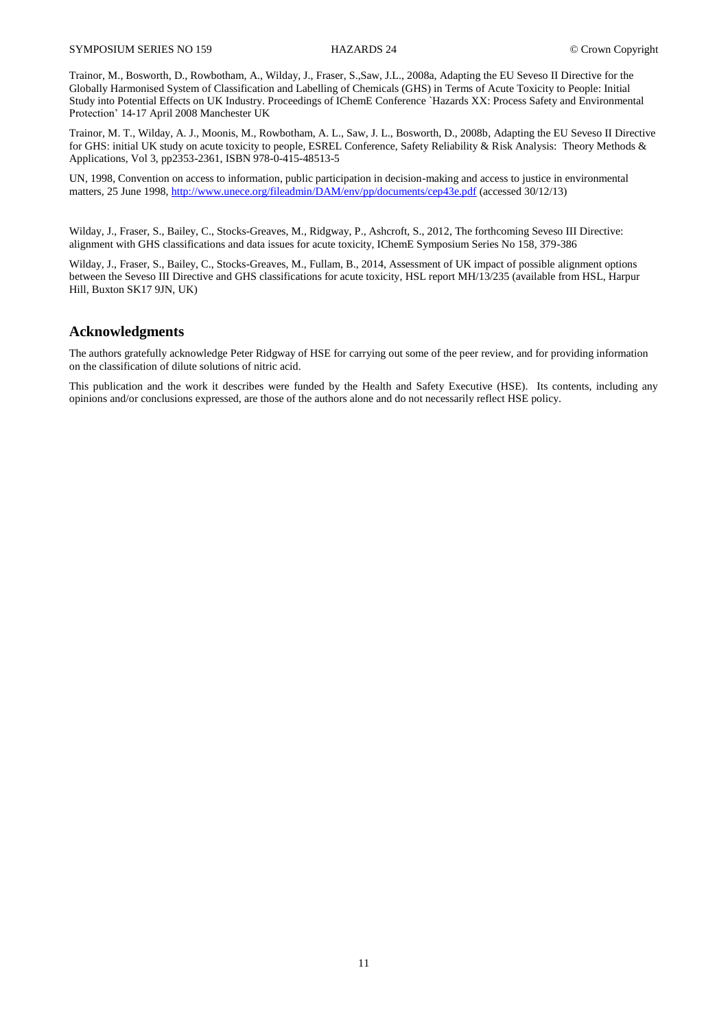Trainor, M., Bosworth, D., Rowbotham, A., Wilday, J., Fraser, S.,Saw, J.L., 2008a, Adapting the EU Seveso II Directive for the Globally Harmonised System of Classification and Labelling of Chemicals (GHS) in Terms of Acute Toxicity to People: Initial Study into Potential Effects on UK Industry. Proceedings of IChemE Conference `Hazards XX: Process Safety and Environmental Protection' 14-17 April 2008 Manchester UK

Trainor, M. T., Wilday, A. J., Moonis, M., Rowbotham, A. L., Saw, J. L., Bosworth, D., 2008b, Adapting the EU Seveso II Directive for GHS: initial UK study on acute toxicity to people, ESREL Conference, Safety Reliability & Risk Analysis: Theory Methods & Applications, Vol 3, pp2353-2361, ISBN 978-0-415-48513-5

UN, 1998, Convention on access to information, public participation in decision-making and access to justice in environmental matters, 25 June 1998, http://www.unece.org/fileadmin/DAM/env/pp/documents/cep43e.pdf (accessed 30/12/13)

Wilday, J., Fraser, S., Bailey, C., Stocks-Greaves, M., Ridgway, P., Ashcroft, S., 2012, The forthcoming Seveso III Directive: alignment with GHS classifications and data issues for acute toxicity, IChemE Symposium Series No 158, 379-386

Wilday, J., Fraser, S., Bailey, C., Stocks-Greaves, M., Fullam, B., 2014, Assessment of UK impact of possible alignment options between the Seveso III Directive and GHS classifications for acute toxicity, HSL report MH/13/235 (available from HSL, Harpur Hill, Buxton SK17 9JN, UK)

## Acknowledgments

The authors gratefully acknowledge Peter Ridgway of HSE for carrying out some of the peer review, and for providing information on the classification of dilute solutions of nitric acid.

This publication and the work it describes were funded by the Health and Safety Executive (HSE). Its contents, including any opinions and/or conclusions expressed, are those of the authors alone and do not necessarily reflect HSE policy.